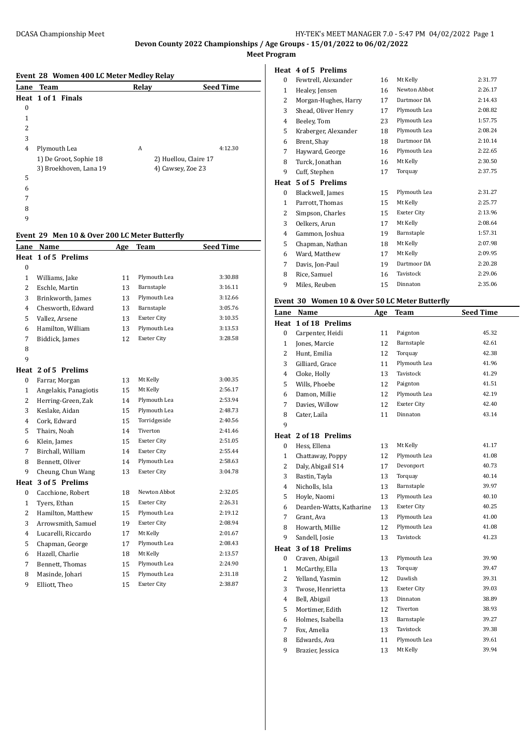**Devon County 2022 Championships / Age Groups - 15/01/2022 to 06/02/2022**

**Meet Program**

### Event 28 Women 400 LC Meter Medley Relay

| Lane | Team | Relay | Seed Time |
|---|---|---|---|
| **Heat 1 of 1 Finals** | | | |
| 0 | | | |
| 1 | | | |
| 2 | | | |
| 3 | | | |
| 4 | Plymouth Lea | A | 4:12.30 |
| | 1) De Groot, Sophie 18 | 2) Huellou, Claire 17 | |
| | 3) Broekhoven, Lana 19 | 4) Cawsey, Zoe 23 | |
| 5 | | | |
| 6 | | | |
| 7 | | | |
| 8 | | | |
| 9 | | | |

### Event 29 Men 10 & Over 200 LC Meter Butterfly

| Lane | Name | Age | Team | Seed Time |
|---|---|---|---|---|
| **Heat 1 of 5 Prelims** | | | | |
| 0 | | | | |
| 1 | Williams, Jake | 11 | Plymouth Lea | 3:30.88 |
| 2 | Eschle, Martin | 13 | Barnstaple | 3:16.11 |
| 3 | Brinkworth, James | 13 | Plymouth Lea | 3:12.66 |
| 4 | Chesworth, Edward | 13 | Barnstaple | 3:05.76 |
| 5 | Vallez, Arsene | 13 | Exeter City | 3:10.35 |
| 6 | Hamilton, William | 13 | Plymouth Lea | 3:13.53 |
| 7 | Biddick, James | 12 | Exeter City | 3:28.58 |
| 8 | | | | |
| 9 | | | | |
| **Heat 2 of 5 Prelims** | | | | |
| 0 | Farrar, Morgan | 13 | Mt Kelly | 3:00.35 |
| 1 | Angelakis, Panagiotis | 15 | Mt Kelly | 2:56.17 |
| 2 | Herring-Green, Zak | 14 | Plymouth Lea | 2:53.94 |
| 3 | Keslake, Aidan | 15 | Plymouth Lea | 2:48.73 |
| 4 | Cork, Edward | 15 | Torridgeside | 2:40.56 |
| 5 | Thairs, Noah | 14 | Tiverton | 2:41.46 |
| 6 | Klein, James | 15 | Exeter City | 2:51.05 |
| 7 | Birchall, William | 14 | Exeter City | 2:55.44 |
| 8 | Bennett, Oliver | 14 | Plymouth Lea | 2:58.63 |
| 9 | Cheung, Chun Wang | 13 | Exeter City | 3:04.78 |
| **Heat 3 of 5 Prelims** | | | | |
| 0 | Cacchione, Robert | 18 | Newton Abbot | 2:32.05 |
| 1 | Tyers, Ethan | 15 | Exeter City | 2:26.31 |
| 2 | Hamilton, Matthew | 15 | Plymouth Lea | 2:19.12 |
| 3 | Arrowsmith, Samuel | 19 | Exeter City | 2:08.94 |
| 4 | Lucarelli, Riccardo | 17 | Mt Kelly | 2:01.67 |
| 5 | Chapman, George | 17 | Plymouth Lea | 2:08.43 |
| 6 | Hazell, Charlie | 18 | Mt Kelly | 2:13.57 |
| 7 | Bennett, Thomas | 15 | Plymouth Lea | 2:24.90 |
| 8 | Masinde, Johari | 15 | Plymouth Lea | 2:31.18 |
| 9 | Elliott, Theo | 15 | Exeter City | 2:38.87 |
| **Heat 4 of 5 Prelims** | | | | |
| 0 | Fewtrell, Alexander | 16 | Mt Kelly | 2:31.77 |
| 1 | Healey, Jensen | 16 | Newton Abbot | 2:26.17 |
| 2 | Morgan-Hughes, Harry | 17 | Dartmoor DA | 2:14.43 |
| 3 | Shead, Oliver Henry | 17 | Plymouth Lea | 2:08.82 |
| 4 | Beeley, Tom | 23 | Plymouth Lea | 1:57.75 |
| 5 | Kraberger, Alexander | 18 | Plymouth Lea | 2:08.24 |
| 6 | Brent, Shay | 18 | Dartmoor DA | 2:10.14 |
| 7 | Hayward, George | 16 | Plymouth Lea | 2:22.65 |
| 8 | Turck, Jonathan | 16 | Mt Kelly | 2:30.50 |
| 9 | Cuff, Stephen | 17 | Torquay | 2:37.75 |
| **Heat 5 of 5 Prelims** | | | | |
| 0 | Blackwell, James | 15 | Plymouth Lea | 2:31.27 |
| 1 | Parrott, Thomas | 15 | Mt Kelly | 2:25.77 |
| 2 | Simpson, Charles | 15 | Exeter City | 2:13.96 |
| 3 | Oelkers, Arun | 17 | Mt Kelly | 2:08.64 |
| 4 | Gammon, Joshua | 19 | Barnstaple | 1:57.31 |
| 5 | Chapman, Nathan | 18 | Mt Kelly | 2:07.98 |
| 6 | Ward, Matthew | 17 | Mt Kelly | 2:09.95 |
| 7 | Davis, Jon-Paul | 19 | Dartmoor DA | 2:20.28 |
| 8 | Rice, Samuel | 16 | Tavistock | 2:29.06 |
| 9 | Miles, Reuben | 15 | Dinnaton | 2:35.06 |

### Event 30 Women 10 & Over 50 LC Meter Butterfly

| Lane | Name | Age | Team | Seed Time |
|---|---|---|---|---|
| **Heat 1 of 18 Prelims** | | | | |
| 0 | Carpenter, Heidi | 11 | Paignton | 45.32 |
| 1 | Jones, Marcie | 12 | Barnstaple | 42.61 |
| 2 | Hunt, Emilia | 12 | Torquay | 42.38 |
| 3 | Gilliard, Grace | 11 | Plymouth Lea | 41.96 |
| 4 | Cloke, Holly | 13 | Tavistock | 41.29 |
| 5 | Wills, Phoebe | 12 | Paignton | 41.51 |
| 6 | Damon, Millie | 12 | Plymouth Lea | 42.19 |
| 7 | Davies, Willow | 12 | Exeter City | 42.40 |
| 8 | Cater, Laila | 11 | Dinnaton | 43.14 |
| 9 | | | | |
| **Heat 2 of 18 Prelims** | | | | |
| 0 | Hess, Ellena | 13 | Mt Kelly | 41.17 |
| 1 | Chattaway, Poppy | 12 | Plymouth Lea | 41.08 |
| 2 | Daly, Abigail S14 | 17 | Devonport | 40.73 |
| 3 | Bastin, Tayla | 13 | Torquay | 40.14 |
| 4 | Nicholls, Isla | 13 | Barnstaple | 39.97 |
| 5 | Hoyle, Naomi | 13 | Plymouth Lea | 40.10 |
| 6 | Dearden-Watts, Katharine | 13 | Exeter City | 40.25 |
| 7 | Grant, Ava | 13 | Plymouth Lea | 41.00 |
| 8 | Howarth, Millie | 12 | Plymouth Lea | 41.08 |
| 9 | Sandell, Josie | 13 | Tavistock | 41.23 |
| **Heat 3 of 18 Prelims** | | | | |
| 0 | Craven, Abigail | 13 | Plymouth Lea | 39.90 |
| 1 | McCarthy, Ella | 13 | Torquay | 39.47 |
| 2 | Yelland, Yasmin | 12 | Dawlish | 39.31 |
| 3 | Twose, Henrietta | 13 | Exeter City | 39.03 |
| 4 | Bell, Abigail | 13 | Dinnaton | 38.89 |
| 5 | Mortimer, Edith | 12 | Tiverton | 38.93 |
| 6 | Holmes, Isabella | 13 | Barnstaple | 39.27 |
| 7 | Fox, Amelia | 13 | Tavistock | 39.38 |
| 8 | Edwards, Ava | 11 | Plymouth Lea | 39.61 |
| 9 | Brazier, Jessica | 13 | Mt Kelly | 39.94 |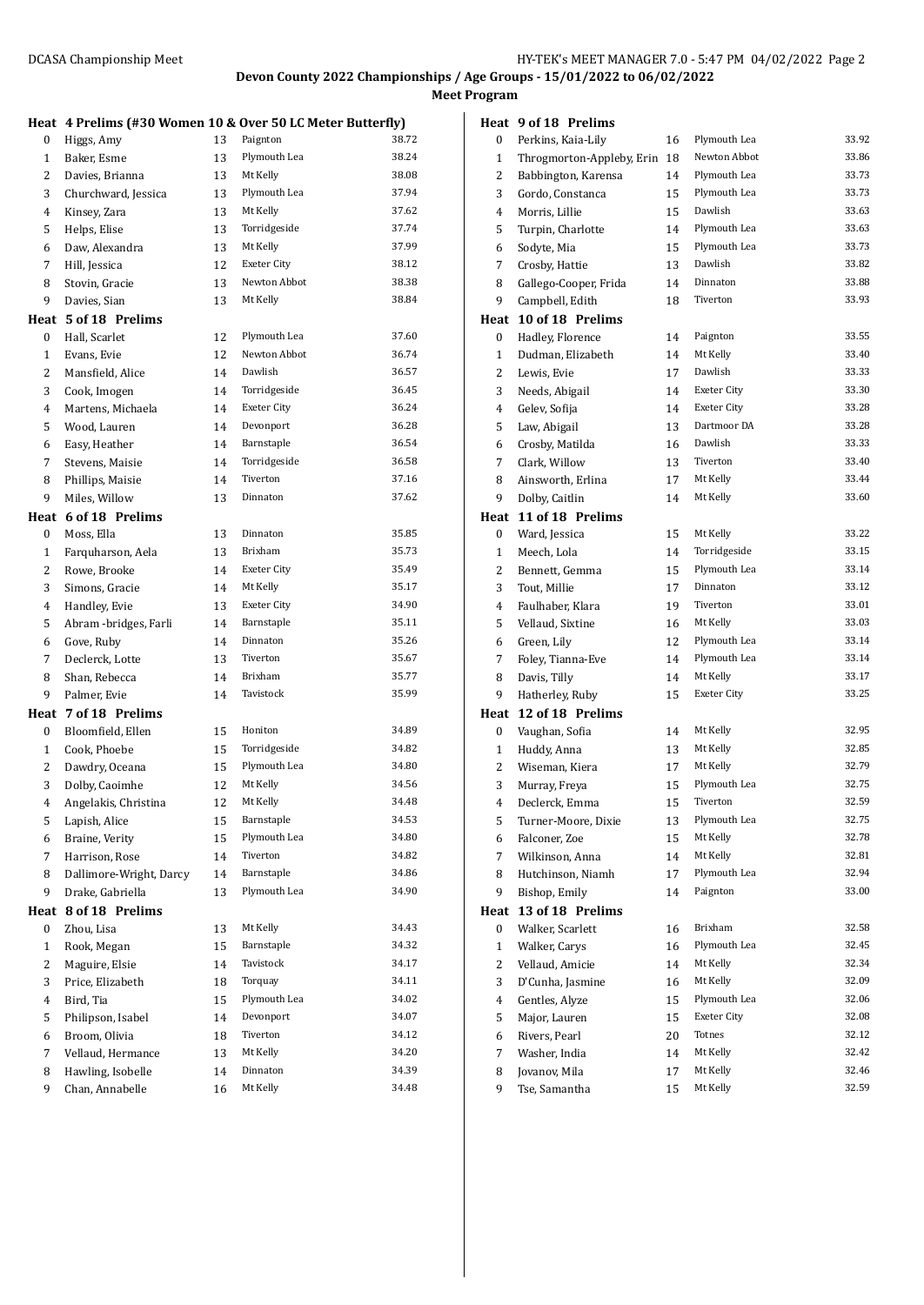**Devon County 2022 Championships / Age Groups - 15/01/2022 to 06/02/2022**

**Meet Program**

**Heat 4 Prelims (#30 Women 10 & Over 50 LC Meter Butterfly)**

| Lane | Name | Age | Team | Seed Time |
|---|---|---|---|---|
| 0 | Higgs, Amy | 13 | Paignton | 38.72 |
| 1 | Baker, Esme | 13 | Plymouth Lea | 38.24 |
| 2 | Davies, Brianna | 13 | Mt Kelly | 38.08 |
| 3 | Churchward, Jessica | 13 | Plymouth Lea | 37.94 |
| 4 | Kinsey, Zara | 13 | Mt Kelly | 37.62 |
| 5 | Helps, Elise | 13 | Torridgeside | 37.74 |
| 6 | Daw, Alexandra | 13 | Mt Kelly | 37.99 |
| 7 | Hill, Jessica | 12 | Exeter City | 38.12 |
| 8 | Stovin, Gracie | 13 | Newton Abbot | 38.38 |
| 9 | Davies, Sian | 13 | Mt Kelly | 38.84 |

**Heat 5 of 18 Prelims**

| Lane | Name | Age | Team | Seed Time |
|---|---|---|---|---|
| 0 | Hall, Scarlet | 12 | Plymouth Lea | 37.60 |
| 1 | Evans, Evie | 12 | Newton Abbot | 36.74 |
| 2 | Mansfield, Alice | 14 | Dawlish | 36.57 |
| 3 | Cook, Imogen | 14 | Torridgeside | 36.45 |
| 4 | Martens, Michaela | 14 | Exeter City | 36.24 |
| 5 | Wood, Lauren | 14 | Devonport | 36.28 |
| 6 | Easy, Heather | 14 | Barnstaple | 36.54 |
| 7 | Stevens, Maisie | 14 | Torridgeside | 36.58 |
| 8 | Phillips, Maisie | 14 | Tiverton | 37.16 |
| 9 | Miles, Willow | 13 | Dinnaton | 37.62 |

**Heat 6 of 18 Prelims**

| Lane | Name | Age | Team | Seed Time |
|---|---|---|---|---|
| 0 | Moss, Ella | 13 | Dinnaton | 35.85 |
| 1 | Farquharson, Aela | 13 | Brixham | 35.73 |
| 2 | Rowe, Brooke | 14 | Exeter City | 35.49 |
| 3 | Simons, Gracie | 14 | Mt Kelly | 35.17 |
| 4 | Handley, Evie | 13 | Exeter City | 34.90 |
| 5 | Abram -bridges, Farli | 14 | Barnstaple | 35.11 |
| 6 | Gove, Ruby | 14 | Dinnaton | 35.26 |
| 7 | Declerck, Lotte | 13 | Tiverton | 35.67 |
| 8 | Shan, Rebecca | 14 | Brixham | 35.77 |
| 9 | Palmer, Evie | 14 | Tavistock | 35.99 |

**Heat 7 of 18 Prelims**

| Lane | Name | Age | Team | Seed Time |
|---|---|---|---|---|
| 0 | Bloomfield, Ellen | 15 | Honiton | 34.89 |
| 1 | Cook, Phoebe | 15 | Torridgeside | 34.82 |
| 2 | Dawdry, Oceana | 15 | Plymouth Lea | 34.80 |
| 3 | Dolby, Caoimhe | 12 | Mt Kelly | 34.56 |
| 4 | Angelakis, Christina | 12 | Mt Kelly | 34.48 |
| 5 | Lapish, Alice | 15 | Barnstaple | 34.53 |
| 6 | Braine, Verity | 15 | Plymouth Lea | 34.80 |
| 7 | Harrison, Rose | 14 | Tiverton | 34.82 |
| 8 | Dallimore-Wright, Darcy | 14 | Barnstaple | 34.86 |
| 9 | Drake, Gabriella | 13 | Plymouth Lea | 34.90 |

**Heat 8 of 18 Prelims**

| Lane | Name | Age | Team | Seed Time |
|---|---|---|---|---|
| 0 | Zhou, Lisa | 13 | Mt Kelly | 34.43 |
| 1 | Rook, Megan | 15 | Barnstaple | 34.32 |
| 2 | Maguire, Elsie | 14 | Tavistock | 34.17 |
| 3 | Price, Elizabeth | 18 | Torquay | 34.11 |
| 4 | Bird, Tia | 15 | Plymouth Lea | 34.02 |
| 5 | Philipson, Isabel | 14 | Devonport | 34.07 |
| 6 | Broom, Olivia | 18 | Tiverton | 34.12 |
| 7 | Vellaud, Hermance | 13 | Mt Kelly | 34.20 |
| 8 | Hawling, Isobelle | 14 | Dinnaton | 34.39 |
| 9 | Chan, Annabelle | 16 | Mt Kelly | 34.48 |

**Heat 9 of 18 Prelims**

| Lane | Name | Age | Team | Seed Time |
|---|---|---|---|---|
| 0 | Perkins, Kaia-Lily | 16 | Plymouth Lea | 33.92 |
| 1 | Throgmorton-Appleby, Erin | 18 | Newton Abbot | 33.86 |
| 2 | Babbington, Karensa | 14 | Plymouth Lea | 33.73 |
| 3 | Gordo, Constanca | 15 | Plymouth Lea | 33.73 |
| 4 | Morris, Lillie | 15 | Dawlish | 33.63 |
| 5 | Turpin, Charlotte | 14 | Plymouth Lea | 33.63 |
| 6 | Sodyte, Mia | 15 | Plymouth Lea | 33.73 |
| 7 | Crosby, Hattie | 13 | Dawlish | 33.82 |
| 8 | Gallego-Cooper, Frida | 14 | Dinnaton | 33.88 |
| 9 | Campbell, Edith | 18 | Tiverton | 33.93 |

**Heat 10 of 18 Prelims**

| Lane | Name | Age | Team | Seed Time |
|---|---|---|---|---|
| 0 | Hadley, Florence | 14 | Paignton | 33.55 |
| 1 | Dudman, Elizabeth | 14 | Mt Kelly | 33.40 |
| 2 | Lewis, Evie | 17 | Dawlish | 33.33 |
| 3 | Needs, Abigail | 14 | Exeter City | 33.30 |
| 4 | Gelev, Sofija | 14 | Exeter City | 33.28 |
| 5 | Law, Abigail | 13 | Dartmoor DA | 33.28 |
| 6 | Crosby, Matilda | 16 | Dawlish | 33.33 |
| 7 | Clark, Willow | 13 | Tiverton | 33.40 |
| 8 | Ainsworth, Erlina | 17 | Mt Kelly | 33.44 |
| 9 | Dolby, Caitlin | 14 | Mt Kelly | 33.60 |

**Heat 11 of 18 Prelims**

| Lane | Name | Age | Team | Seed Time |
|---|---|---|---|---|
| 0 | Ward, Jessica | 15 | Mt Kelly | 33.22 |
| 1 | Meech, Lola | 14 | Torridgeside | 33.15 |
| 2 | Bennett, Gemma | 15 | Plymouth Lea | 33.14 |
| 3 | Tout, Millie | 17 | Dinnaton | 33.12 |
| 4 | Faulhaber, Klara | 19 | Tiverton | 33.01 |
| 5 | Vellaud, Sixtine | 16 | Mt Kelly | 33.03 |
| 6 | Green, Lily | 12 | Plymouth Lea | 33.14 |
| 7 | Foley, Tianna-Eve | 14 | Plymouth Lea | 33.14 |
| 8 | Davis, Tilly | 14 | Mt Kelly | 33.17 |
| 9 | Hatherley, Ruby | 15 | Exeter City | 33.25 |

**Heat 12 of 18 Prelims**

| Lane | Name | Age | Team | Seed Time |
|---|---|---|---|---|
| 0 | Vaughan, Sofia | 14 | Mt Kelly | 32.95 |
| 1 | Huddy, Anna | 13 | Mt Kelly | 32.85 |
| 2 | Wiseman, Kiera | 17 | Mt Kelly | 32.79 |
| 3 | Murray, Freya | 15 | Plymouth Lea | 32.75 |
| 4 | Declerck, Emma | 15 | Tiverton | 32.59 |
| 5 | Turner-Moore, Dixie | 13 | Plymouth Lea | 32.75 |
| 6 | Falconer, Zoe | 15 | Mt Kelly | 32.78 |
| 7 | Wilkinson, Anna | 14 | Mt Kelly | 32.81 |
| 8 | Hutchinson, Niamh | 17 | Plymouth Lea | 32.94 |
| 9 | Bishop, Emily | 14 | Paignton | 33.00 |

**Heat 13 of 18 Prelims**

| Lane | Name | Age | Team | Seed Time |
|---|---|---|---|---|
| 0 | Walker, Scarlett | 16 | Brixham | 32.58 |
| 1 | Walker, Carys | 16 | Plymouth Lea | 32.45 |
| 2 | Vellaud, Amicie | 14 | Mt Kelly | 32.34 |
| 3 | D'Cunha, Jasmine | 16 | Mt Kelly | 32.09 |
| 4 | Gentles, Alyze | 15 | Plymouth Lea | 32.06 |
| 5 | Major, Lauren | 15 | Exeter City | 32.08 |
| 6 | Rivers, Pearl | 20 | Totnes | 32.12 |
| 7 | Washer, India | 14 | Mt Kelly | 32.42 |
| 8 | Jovanov, Mila | 17 | Mt Kelly | 32.46 |
| 9 | Tse, Samantha | 15 | Mt Kelly | 32.59 |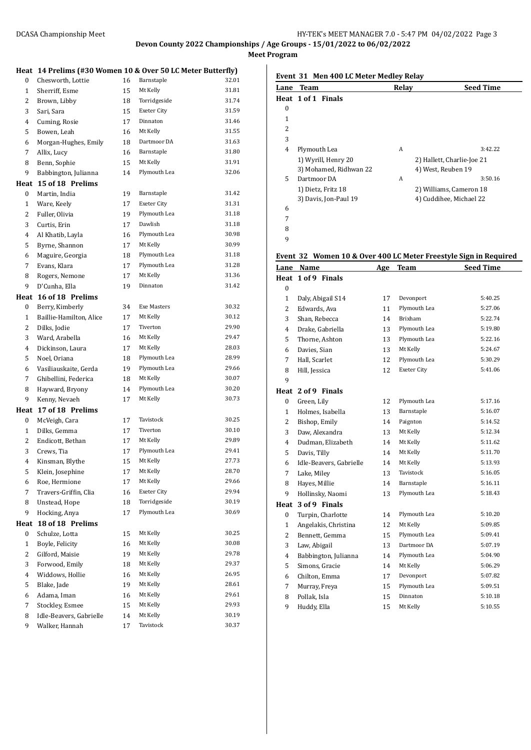**Devon County 2022 Championships / Age Groups - 15/01/2022 to 06/02/2022**

**Meet Program**

**Heat 14 Prelims (#30 Women 10 & Over 50 LC Meter Butterfly)**

| Lane | Name | Age | Team | Seed Time |
|---|---|---|---|---|
| 0 | Chesworth, Lottie | 16 | Barnstaple | 32.01 |
| 1 | Sherriff, Esme | 15 | Mt Kelly | 31.81 |
| 2 | Brown, Libby | 18 | Torridgeside | 31.74 |
| 3 | Sari, Sara | 15 | Exeter City | 31.59 |
| 4 | Cuming, Rosie | 17 | Dinnaton | 31.46 |
| 5 | Bowen, Leah | 16 | Mt Kelly | 31.55 |
| 6 | Morgan-Hughes, Emily | 18 | Dartmoor DA | 31.63 |
| 7 | Allix, Lucy | 16 | Barnstaple | 31.80 |
| 8 | Benn, Sophie | 15 | Mt Kelly | 31.91 |
| 9 | Babbington, Julianna | 14 | Plymouth Lea | 32.06 |
| **Heat 15 of 18 Prelims** | | | | |
| 0 | Martin, India | 19 | Barnstaple | 31.42 |
| 1 | Ware, Keely | 17 | Exeter City | 31.31 |
| 2 | Fuller, Olivia | 19 | Plymouth Lea | 31.18 |
| 3 | Curtis, Erin | 17 | Dawlish | 31.18 |
| 4 | Al Khatib, Layla | 16 | Plymouth Lea | 30.98 |
| 5 | Byrne, Shannon | 17 | Mt Kelly | 30.99 |
| 6 | Maguire, Georgia | 18 | Plymouth Lea | 31.18 |
| 7 | Evans, Klara | 17 | Plymouth Lea | 31.28 |
| 8 | Rogers, Nemone | 17 | Mt Kelly | 31.36 |
| 9 | D'Cunha, Ella | 19 | Dinnaton | 31.42 |
| **Heat 16 of 18 Prelims** | | | | |
| 0 | Berry, Kimberly | 34 | Exe Masters | 30.32 |
| 1 | Baillie-Hamilton, Alice | 17 | Mt Kelly | 30.12 |
| 2 | Dilks, Jodie | 17 | Tiverton | 29.90 |
| 3 | Ward, Arabella | 16 | Mt Kelly | 29.47 |
| 4 | Dickinson, Laura | 17 | Mt Kelly | 28.03 |
| 5 | Noel, Oriana | 18 | Plymouth Lea | 28.99 |
| 6 | Vasiliauskaite, Gerda | 19 | Plymouth Lea | 29.66 |
| 7 | Ghibellini, Federica | 18 | Mt Kelly | 30.07 |
| 8 | Hayward, Bryony | 14 | Plymouth Lea | 30.20 |
| 9 | Kenny, Nevaeh | 17 | Mt Kelly | 30.73 |
| **Heat 17 of 18 Prelims** | | | | |
| 0 | McVeigh, Cara | 17 | Tavistock | 30.25 |
| 1 | Dilks, Gemma | 17 | Tiverton | 30.10 |
| 2 | Endicott, Bethan | 17 | Mt Kelly | 29.89 |
| 3 | Crews, Tia | 17 | Plymouth Lea | 29.41 |
| 4 | Kinsman, Blythe | 15 | Mt Kelly | 27.73 |
| 5 | Klein, Josephine | 17 | Mt Kelly | 28.70 |
| 6 | Roe, Hermione | 17 | Mt Kelly | 29.66 |
| 7 | Travers-Griffin, Clia | 16 | Exeter City | 29.94 |
| 8 | Unstead, Hope | 18 | Torridgeside | 30.19 |
| 9 | Hocking, Anya | 17 | Plymouth Lea | 30.69 |
| **Heat 18 of 18 Prelims** | | | | |
| 0 | Schulze, Lotta | 15 | Mt Kelly | 30.25 |
| 1 | Boyle, Felicity | 16 | Mt Kelly | 30.08 |
| 2 | Gilford, Maisie | 19 | Mt Kelly | 29.78 |
| 3 | Forwood, Emily | 18 | Mt Kelly | 29.37 |
| 4 | Widdows, Hollie | 16 | Mt Kelly | 26.95 |
| 5 | Blake, Jade | 19 | Mt Kelly | 28.61 |
| 6 | Adama, Iman | 16 | Mt Kelly | 29.61 |
| 7 | Stockley, Esmee | 15 | Mt Kelly | 29.93 |
| 8 | Idle-Beavers, Gabrielle | 14 | Mt Kelly | 30.19 |
| 9 | Walker, Hannah | 17 | Tavistock | 30.37 |

**Event 31 Men 400 LC Meter Medley Relay**

| Lane | Team | Relay | Seed Time |
|---|---|---|---|
| **Heat 1 of 1 Finals** | | | |
| 0 | | | |
| 1 | | | |
| 2 | | | |
| 3 | | | |
| 4 | Plymouth Lea | A | 3:42.22 |
| | 1) Wyrill, Henry 20; 2) Hallett, Charlie-Joe 21; 3) Mohamed, Ridhwan 22; 4) West, Reuben 19 | | |
| 5 | Dartmoor DA | A | 3:50.16 |
| | 1) Dietz, Fritz 18; 2) Williams, Cameron 18; 3) Davis, Jon-Paul 19; 4) Cuddihee, Michael 22 | | |
| 6 | | | |
| 7 | | | |
| 8 | | | |
| 9 | | | |

**Event 32 Women 10 & Over 400 LC Meter Freestyle Sign in Required**

| Lane | Name | Age | Team | Seed Time |
|---|---|---|---|---|
| **Heat 1 of 9 Finals** | | | | |
| 0 | | | | |
| 1 | Daly, Abigail S14 | 17 | Devonport | 5:40.25 |
| 2 | Edwards, Ava | 11 | Plymouth Lea | 5:27.06 |
| 3 | Shan, Rebecca | 14 | Brixham | 5:22.74 |
| 4 | Drake, Gabriella | 13 | Plymouth Lea | 5:19.80 |
| 5 | Thorne, Ashton | 13 | Plymouth Lea | 5:22.16 |
| 6 | Davies, Sian | 13 | Mt Kelly | 5:24.67 |
| 7 | Hall, Scarlet | 12 | Plymouth Lea | 5:30.29 |
| 8 | Hill, Jessica | 12 | Exeter City | 5:41.06 |
| 9 | | | | |
| **Heat 2 of 9 Finals** | | | | |
| 0 | Green, Lily | 12 | Plymouth Lea | 5:17.16 |
| 1 | Holmes, Isabella | 13 | Barnstaple | 5:16.07 |
| 2 | Bishop, Emily | 14 | Paignton | 5:14.52 |
| 3 | Daw, Alexandra | 13 | Mt Kelly | 5:12.34 |
| 4 | Dudman, Elizabeth | 14 | Mt Kelly | 5:11.62 |
| 5 | Davis, Tilly | 14 | Mt Kelly | 5:11.70 |
| 6 | Idle-Beavers, Gabrielle | 14 | Mt Kelly | 5:13.93 |
| 7 | Lake, Miley | 13 | Tavistock | 5:16.05 |
| 8 | Hayes, Millie | 14 | Barnstaple | 5:16.11 |
| 9 | Hollinsky, Naomi | 13 | Plymouth Lea | 5:18.43 |
| **Heat 3 of 9 Finals** | | | | |
| 0 | Turpin, Charlotte | 14 | Plymouth Lea | 5:10.20 |
| 1 | Angelakis, Christina | 12 | Mt Kelly | 5:09.85 |
| 2 | Bennett, Gemma | 15 | Plymouth Lea | 5:09.41 |
| 3 | Law, Abigail | 13 | Dartmoor DA | 5:07.19 |
| 4 | Babbington, Julianna | 14 | Plymouth Lea | 5:04.90 |
| 5 | Simons, Gracie | 14 | Mt Kelly | 5:06.29 |
| 6 | Chilton, Emma | 17 | Devonport | 5:07.82 |
| 7 | Murray, Freya | 15 | Plymouth Lea | 5:09.51 |
| 8 | Pollak, Isla | 15 | Dinnaton | 5:10.18 |
| 9 | Huddy, Ella | 15 | Mt Kelly | 5:10.55 |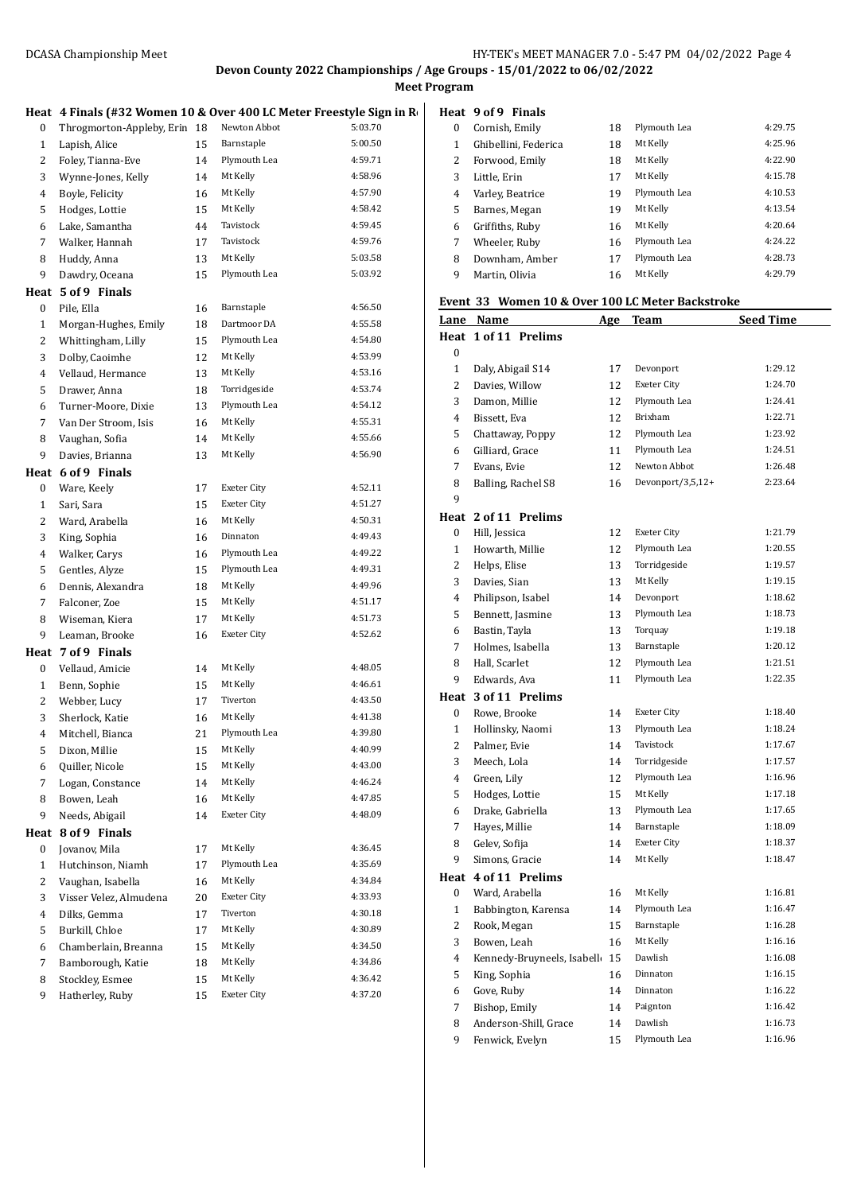**Devon County 2022 Championships / Age Groups - 15/01/2022 to 06/02/2022**

**Meet Program**

**Heat 4 Finals (#32 Women 10 & Over 400 LC Meter Freestyle Sign in R**

| Lane | Name | Age | Team | Seed Time |
|---|---|---|---|---|
| 0 | Throgmorton-Appleby, Erin | 18 | Newton Abbot | 5:03.70 |
| 1 | Lapish, Alice | 15 | Barnstaple | 5:00.50 |
| 2 | Foley, Tianna-Eve | 14 | Plymouth Lea | 4:59.71 |
| 3 | Wynne-Jones, Kelly | 14 | Mt Kelly | 4:58.96 |
| 4 | Boyle, Felicity | 16 | Mt Kelly | 4:57.90 |
| 5 | Hodges, Lottie | 15 | Mt Kelly | 4:58.42 |
| 6 | Lake, Samantha | 44 | Tavistock | 4:59.45 |
| 7 | Walker, Hannah | 17 | Tavistock | 4:59.76 |
| 8 | Huddy, Anna | 13 | Mt Kelly | 5:03.58 |
| 9 | Dawdry, Oceana | 15 | Plymouth Lea | 5:03.92 |

**Heat 5 of 9 Finals**

| Lane | Name | Age | Team | Seed Time |
|---|---|---|---|---|
| 0 | Pile, Ella | 16 | Barnstaple | 4:56.50 |
| 1 | Morgan-Hughes, Emily | 18 | Dartmoor DA | 4:55.58 |
| 2 | Whittingham, Lilly | 15 | Plymouth Lea | 4:54.80 |
| 3 | Dolby, Caoimhe | 12 | Mt Kelly | 4:53.99 |
| 4 | Vellaud, Hermance | 13 | Mt Kelly | 4:53.16 |
| 5 | Drawer, Anna | 18 | Torridgeside | 4:53.74 |
| 6 | Turner-Moore, Dixie | 13 | Plymouth Lea | 4:54.12 |
| 7 | Van Der Stroom, Isis | 16 | Mt Kelly | 4:55.31 |
| 8 | Vaughan, Sofia | 14 | Mt Kelly | 4:55.66 |
| 9 | Davies, Brianna | 13 | Mt Kelly | 4:56.90 |

**Heat 6 of 9 Finals**

| Lane | Name | Age | Team | Seed Time |
|---|---|---|---|---|
| 0 | Ware, Keely | 17 | Exeter City | 4:52.11 |
| 1 | Sari, Sara | 15 | Exeter City | 4:51.27 |
| 2 | Ward, Arabella | 16 | Mt Kelly | 4:50.31 |
| 3 | King, Sophia | 16 | Dinnaton | 4:49.43 |
| 4 | Walker, Carys | 16 | Plymouth Lea | 4:49.22 |
| 5 | Gentles, Alyze | 15 | Plymouth Lea | 4:49.31 |
| 6 | Dennis, Alexandra | 18 | Mt Kelly | 4:49.96 |
| 7 | Falconer, Zoe | 15 | Mt Kelly | 4:51.17 |
| 8 | Wiseman, Kiera | 17 | Mt Kelly | 4:51.73 |
| 9 | Leaman, Brooke | 16 | Exeter City | 4:52.62 |

**Heat 7 of 9 Finals**

| Lane | Name | Age | Team | Seed Time |
|---|---|---|---|---|
| 0 | Vellaud, Amicie | 14 | Mt Kelly | 4:48.05 |
| 1 | Benn, Sophie | 15 | Mt Kelly | 4:46.61 |
| 2 | Webber, Lucy | 17 | Tiverton | 4:43.50 |
| 3 | Sherlock, Katie | 16 | Mt Kelly | 4:41.38 |
| 4 | Mitchell, Bianca | 21 | Plymouth Lea | 4:39.80 |
| 5 | Dixon, Millie | 15 | Mt Kelly | 4:40.99 |
| 6 | Quiller, Nicole | 15 | Mt Kelly | 4:43.00 |
| 7 | Logan, Constance | 14 | Mt Kelly | 4:46.24 |
| 8 | Bowen, Leah | 16 | Mt Kelly | 4:47.85 |
| 9 | Needs, Abigail | 14 | Exeter City | 4:48.09 |

**Heat 8 of 9 Finals**

| Lane | Name | Age | Team | Seed Time |
|---|---|---|---|---|
| 0 | Jovanov, Mila | 17 | Mt Kelly | 4:36.45 |
| 1 | Hutchinson, Niamh | 17 | Plymouth Lea | 4:35.69 |
| 2 | Vaughan, Isabella | 16 | Mt Kelly | 4:34.84 |
| 3 | Visser Velez, Almudena | 20 | Exeter City | 4:33.93 |
| 4 | Dilks, Gemma | 17 | Tiverton | 4:30.18 |
| 5 | Burkill, Chloe | 17 | Mt Kelly | 4:30.89 |
| 6 | Chamberlain, Breanna | 15 | Mt Kelly | 4:34.50 |
| 7 | Bamborough, Katie | 18 | Mt Kelly | 4:34.86 |
| 8 | Stockley, Esmee | 15 | Mt Kelly | 4:36.42 |
| 9 | Hatherley, Ruby | 15 | Exeter City | 4:37.20 |

**Heat 9 of 9 Finals**

| Lane | Name | Age | Team | Seed Time |
|---|---|---|---|---|
| 0 | Cornish, Emily | 18 | Plymouth Lea | 4:29.75 |
| 1 | Ghibellini, Federica | 18 | Mt Kelly | 4:25.96 |
| 2 | Forwood, Emily | 18 | Mt Kelly | 4:22.90 |
| 3 | Little, Erin | 17 | Mt Kelly | 4:15.78 |
| 4 | Varley, Beatrice | 19 | Plymouth Lea | 4:10.53 |
| 5 | Barnes, Megan | 19 | Mt Kelly | 4:13.54 |
| 6 | Griffiths, Ruby | 16 | Mt Kelly | 4:20.64 |
| 7 | Wheeler, Ruby | 16 | Plymouth Lea | 4:24.22 |
| 8 | Downham, Amber | 17 | Plymouth Lea | 4:28.73 |
| 9 | Martin, Olivia | 16 | Mt Kelly | 4:29.79 |

## Event 33 Women 10 & Over 100 LC Meter Backstroke

**Heat 1 of 11 Prelims**

| Lane | Name | Age | Team | Seed Time |
|---|---|---|---|---|
| 0 | | | | |
| 1 | Daly, Abigail S14 | 17 | Devonport | 1:29.12 |
| 2 | Davies, Willow | 12 | Exeter City | 1:24.70 |
| 3 | Damon, Millie | 12 | Plymouth Lea | 1:24.41 |
| 4 | Bissett, Eva | 12 | Brixham | 1:22.71 |
| 5 | Chattaway, Poppy | 12 | Plymouth Lea | 1:23.92 |
| 6 | Gilliard, Grace | 11 | Plymouth Lea | 1:24.51 |
| 7 | Evans, Evie | 12 | Newton Abbot | 1:26.48 |
| 8 | Balling, Rachel S8 | 16 | Devonport/3,5,12+ | 2:23.64 |
| 9 | | | | |

**Heat 2 of 11 Prelims**

| Lane | Name | Age | Team | Seed Time |
|---|---|---|---|---|
| 0 | Hill, Jessica | 12 | Exeter City | 1:21.79 |
| 1 | Howarth, Millie | 12 | Plymouth Lea | 1:20.55 |
| 2 | Helps, Elise | 13 | Torridgeside | 1:19.57 |
| 3 | Davies, Sian | 13 | Mt Kelly | 1:19.15 |
| 4 | Philipson, Isabel | 14 | Devonport | 1:18.62 |
| 5 | Bennett, Jasmine | 13 | Plymouth Lea | 1:18.73 |
| 6 | Bastin, Tayla | 13 | Torquay | 1:19.18 |
| 7 | Holmes, Isabella | 13 | Barnstaple | 1:20.12 |
| 8 | Hall, Scarlet | 12 | Plymouth Lea | 1:21.51 |
| 9 | Edwards, Ava | 11 | Plymouth Lea | 1:22.35 |

**Heat 3 of 11 Prelims**

| Lane | Name | Age | Team | Seed Time |
|---|---|---|---|---|
| 0 | Rowe, Brooke | 14 | Exeter City | 1:18.40 |
| 1 | Hollinsky, Naomi | 13 | Plymouth Lea | 1:18.24 |
| 2 | Palmer, Evie | 14 | Tavistock | 1:17.67 |
| 3 | Meech, Lola | 14 | Torridgeside | 1:17.57 |
| 4 | Green, Lily | 12 | Plymouth Lea | 1:16.96 |
| 5 | Hodges, Lottie | 15 | Mt Kelly | 1:17.18 |
| 6 | Drake, Gabriella | 13 | Plymouth Lea | 1:17.65 |
| 7 | Hayes, Millie | 14 | Barnstaple | 1:18.09 |
| 8 | Gelev, Sofija | 14 | Exeter City | 1:18.37 |
| 9 | Simons, Gracie | 14 | Mt Kelly | 1:18.47 |

**Heat 4 of 11 Prelims**

| Lane | Name | Age | Team | Seed Time |
|---|---|---|---|---|
| 0 | Ward, Arabella | 16 | Mt Kelly | 1:16.81 |
| 1 | Babbington, Karensa | 14 | Plymouth Lea | 1:16.47 |
| 2 | Rook, Megan | 15 | Barnstaple | 1:16.28 |
| 3 | Bowen, Leah | 16 | Mt Kelly | 1:16.16 |
| 4 | Kennedy-Bruyneels, Isabell | 15 | Dawlish | 1:16.08 |
| 5 | King, Sophia | 16 | Dinnaton | 1:16.15 |
| 6 | Gove, Ruby | 14 | Dinnaton | 1:16.22 |
| 7 | Bishop, Emily | 14 | Paignton | 1:16.42 |
| 8 | Anderson-Shill, Grace | 14 | Dawlish | 1:16.73 |
| 9 | Fenwick, Evelyn | 15 | Plymouth Lea | 1:16.96 |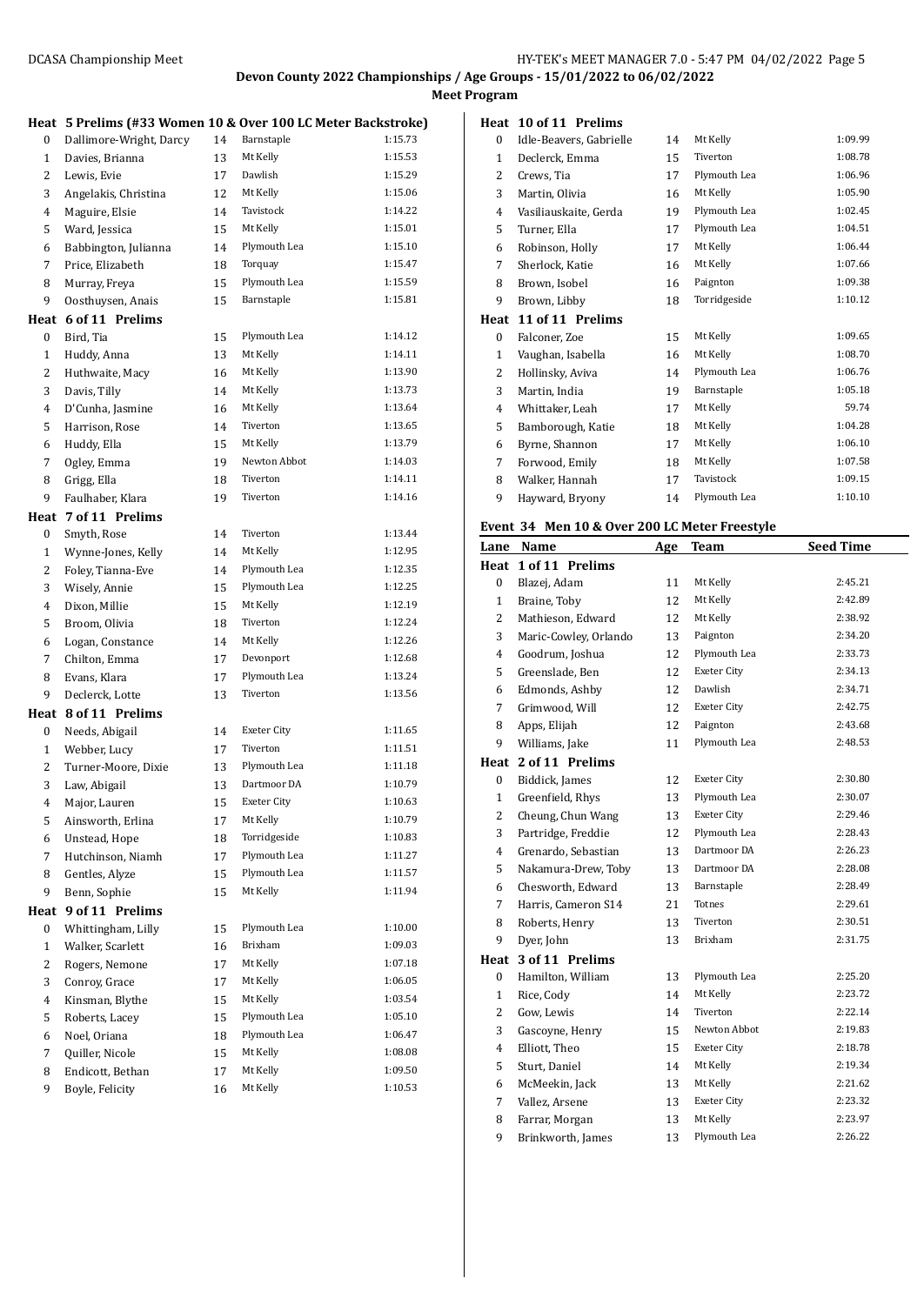**Devon County 2022 Championships / Age Groups - 15/01/2022 to 06/02/2022**

**Meet Program**

**Heat 5 Prelims (#33 Women 10 & Over 100 LC Meter Backstroke)**

| Lane | Name | Age | Team | Seed Time |
|---|---|---|---|---|
| 0 | Dallimore-Wright, Darcy | 14 | Barnstaple | 1:15.73 |
| 1 | Davies, Brianna | 13 | Mt Kelly | 1:15.53 |
| 2 | Lewis, Evie | 17 | Dawlish | 1:15.29 |
| 3 | Angelakis, Christina | 12 | Mt Kelly | 1:15.06 |
| 4 | Maguire, Elsie | 14 | Tavistock | 1:14.22 |
| 5 | Ward, Jessica | 15 | Mt Kelly | 1:15.01 |
| 6 | Babbington, Julianna | 14 | Plymouth Lea | 1:15.10 |
| 7 | Price, Elizabeth | 18 | Torquay | 1:15.47 |
| 8 | Murray, Freya | 15 | Plymouth Lea | 1:15.59 |
| 9 | Oosthuysen, Anais | 15 | Barnstaple | 1:15.81 |

**Heat 6 of 11 Prelims**

| Lane | Name | Age | Team | Seed Time |
|---|---|---|---|---|
| 0 | Bird, Tia | 15 | Plymouth Lea | 1:14.12 |
| 1 | Huddy, Anna | 13 | Mt Kelly | 1:14.11 |
| 2 | Huthwaite, Macy | 16 | Mt Kelly | 1:13.90 |
| 3 | Davis, Tilly | 14 | Mt Kelly | 1:13.73 |
| 4 | D'Cunha, Jasmine | 16 | Mt Kelly | 1:13.64 |
| 5 | Harrison, Rose | 14 | Tiverton | 1:13.65 |
| 6 | Huddy, Ella | 15 | Mt Kelly | 1:13.79 |
| 7 | Ogley, Emma | 19 | Newton Abbot | 1:14.03 |
| 8 | Grigg, Ella | 18 | Tiverton | 1:14.11 |
| 9 | Faulhaber, Klara | 19 | Tiverton | 1:14.16 |

**Heat 7 of 11 Prelims**

| Lane | Name | Age | Team | Seed Time |
|---|---|---|---|---|
| 0 | Smyth, Rose | 14 | Tiverton | 1:13.44 |
| 1 | Wynne-Jones, Kelly | 14 | Mt Kelly | 1:12.95 |
| 2 | Foley, Tianna-Eve | 14 | Plymouth Lea | 1:12.35 |
| 3 | Wisely, Annie | 15 | Plymouth Lea | 1:12.25 |
| 4 | Dixon, Millie | 15 | Mt Kelly | 1:12.19 |
| 5 | Broom, Olivia | 18 | Tiverton | 1:12.24 |
| 6 | Logan, Constance | 14 | Mt Kelly | 1:12.26 |
| 7 | Chilton, Emma | 17 | Devonport | 1:12.68 |
| 8 | Evans, Klara | 17 | Plymouth Lea | 1:13.24 |
| 9 | Declerck, Lotte | 13 | Tiverton | 1:13.56 |

**Heat 8 of 11 Prelims**

| Lane | Name | Age | Team | Seed Time |
|---|---|---|---|---|
| 0 | Needs, Abigail | 14 | Exeter City | 1:11.65 |
| 1 | Webber, Lucy | 17 | Tiverton | 1:11.51 |
| 2 | Turner-Moore, Dixie | 13 | Plymouth Lea | 1:11.18 |
| 3 | Law, Abigail | 13 | Dartmoor DA | 1:10.79 |
| 4 | Major, Lauren | 15 | Exeter City | 1:10.63 |
| 5 | Ainsworth, Erlina | 17 | Mt Kelly | 1:10.79 |
| 6 | Unstead, Hope | 18 | Torridgeside | 1:10.83 |
| 7 | Hutchinson, Niamh | 17 | Plymouth Lea | 1:11.27 |
| 8 | Gentles, Alyze | 15 | Plymouth Lea | 1:11.57 |
| 9 | Benn, Sophie | 15 | Mt Kelly | 1:11.94 |

**Heat 9 of 11 Prelims**

| Lane | Name | Age | Team | Seed Time |
|---|---|---|---|---|
| 0 | Whittingham, Lilly | 15 | Plymouth Lea | 1:10.00 |
| 1 | Walker, Scarlett | 16 | Brixham | 1:09.03 |
| 2 | Rogers, Nemone | 17 | Mt Kelly | 1:07.18 |
| 3 | Conroy, Grace | 17 | Mt Kelly | 1:06.05 |
| 4 | Kinsman, Blythe | 15 | Mt Kelly | 1:03.54 |
| 5 | Roberts, Lacey | 15 | Plymouth Lea | 1:05.10 |
| 6 | Noel, Oriana | 18 | Plymouth Lea | 1:06.47 |
| 7 | Quiller, Nicole | 15 | Mt Kelly | 1:08.08 |
| 8 | Endicott, Bethan | 17 | Mt Kelly | 1:09.50 |
| 9 | Boyle, Felicity | 16 | Mt Kelly | 1:10.53 |

**Heat 10 of 11 Prelims**

| Lane | Name | Age | Team | Seed Time |
|---|---|---|---|---|
| 0 | Idle-Beavers, Gabrielle | 14 | Mt Kelly | 1:09.99 |
| 1 | Declerck, Emma | 15 | Tiverton | 1:08.78 |
| 2 | Crews, Tia | 17 | Plymouth Lea | 1:06.96 |
| 3 | Martin, Olivia | 16 | Mt Kelly | 1:05.90 |
| 4 | Vasiliauskaite, Gerda | 19 | Plymouth Lea | 1:02.45 |
| 5 | Turner, Ella | 17 | Plymouth Lea | 1:04.51 |
| 6 | Robinson, Holly | 17 | Mt Kelly | 1:06.44 |
| 7 | Sherlock, Katie | 16 | Mt Kelly | 1:07.66 |
| 8 | Brown, Isobel | 16 | Paignton | 1:09.38 |
| 9 | Brown, Libby | 18 | Torridgeside | 1:10.12 |

**Heat 11 of 11 Prelims**

| Lane | Name | Age | Team | Seed Time |
|---|---|---|---|---|
| 0 | Falconer, Zoe | 15 | Mt Kelly | 1:09.65 |
| 1 | Vaughan, Isabella | 16 | Mt Kelly | 1:08.70 |
| 2 | Hollinsky, Aviva | 14 | Plymouth Lea | 1:06.76 |
| 3 | Martin, India | 19 | Barnstaple | 1:05.18 |
| 4 | Whittaker, Leah | 17 | Mt Kelly | 59.74 |
| 5 | Bamborough, Katie | 18 | Mt Kelly | 1:04.28 |
| 6 | Byrne, Shannon | 17 | Mt Kelly | 1:06.10 |
| 7 | Forwood, Emily | 18 | Mt Kelly | 1:07.58 |
| 8 | Walker, Hannah | 17 | Tavistock | 1:09.15 |
| 9 | Hayward, Bryony | 14 | Plymouth Lea | 1:10.10 |

### Event 34 Men 10 & Over 200 LC Meter Freestyle

**Heat 1 of 11 Prelims**

| Lane | Name | Age | Team | Seed Time |
|---|---|---|---|---|
| 0 | Blazej, Adam | 11 | Mt Kelly | 2:45.21 |
| 1 | Braine, Toby | 12 | Mt Kelly | 2:42.89 |
| 2 | Mathieson, Edward | 12 | Mt Kelly | 2:38.92 |
| 3 | Maric-Cowley, Orlando | 13 | Paignton | 2:34.20 |
| 4 | Goodrum, Joshua | 12 | Plymouth Lea | 2:33.73 |
| 5 | Greenslade, Ben | 12 | Exeter City | 2:34.13 |
| 6 | Edmonds, Ashby | 12 | Dawlish | 2:34.71 |
| 7 | Grimwood, Will | 12 | Exeter City | 2:42.75 |
| 8 | Apps, Elijah | 12 | Paignton | 2:43.68 |
| 9 | Williams, Jake | 11 | Plymouth Lea | 2:48.53 |

**Heat 2 of 11 Prelims**

| Lane | Name | Age | Team | Seed Time |
|---|---|---|---|---|
| 0 | Biddick, James | 12 | Exeter City | 2:30.80 |
| 1 | Greenfield, Rhys | 13 | Plymouth Lea | 2:30.07 |
| 2 | Cheung, Chun Wang | 13 | Exeter City | 2:29.46 |
| 3 | Partridge, Freddie | 12 | Plymouth Lea | 2:28.43 |
| 4 | Grenardo, Sebastian | 13 | Dartmoor DA | 2:26.23 |
| 5 | Nakamura-Drew, Toby | 13 | Dartmoor DA | 2:28.08 |
| 6 | Chesworth, Edward | 13 | Barnstaple | 2:28.49 |
| 7 | Harris, Cameron S14 | 21 | Totnes | 2:29.61 |
| 8 | Roberts, Henry | 13 | Tiverton | 2:30.51 |
| 9 | Dyer, John | 13 | Brixham | 2:31.75 |

**Heat 3 of 11 Prelims**

| Lane | Name | Age | Team | Seed Time |
|---|---|---|---|---|
| 0 | Hamilton, William | 13 | Plymouth Lea | 2:25.20 |
| 1 | Rice, Cody | 14 | Mt Kelly | 2:23.72 |
| 2 | Gow, Lewis | 14 | Tiverton | 2:22.14 |
| 3 | Gascoyne, Henry | 15 | Newton Abbot | 2:19.83 |
| 4 | Elliott, Theo | 15 | Exeter City | 2:18.78 |
| 5 | Sturt, Daniel | 14 | Mt Kelly | 2:19.34 |
| 6 | McMeekin, Jack | 13 | Mt Kelly | 2:21.62 |
| 7 | Vallez, Arsene | 13 | Exeter City | 2:23.32 |
| 8 | Farrar, Morgan | 13 | Mt Kelly | 2:23.97 |
| 9 | Brinkworth, James | 13 | Plymouth Lea | 2:26.22 |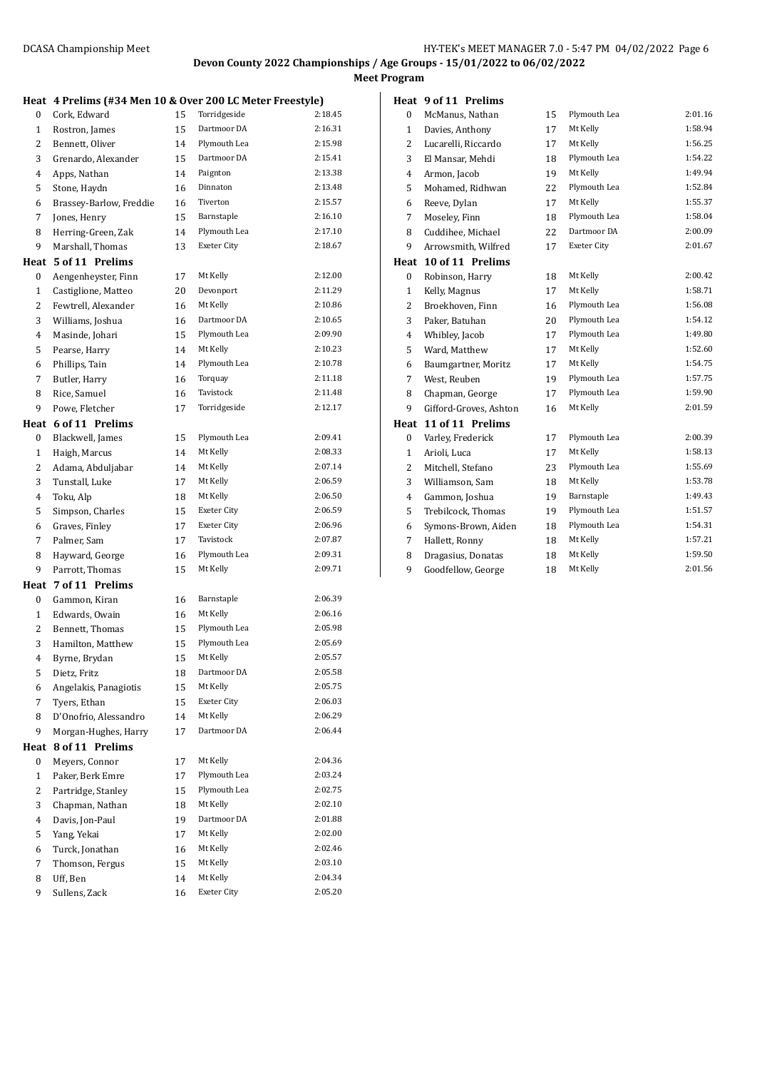**Devon County 2022 Championships / Age Groups - 15/01/2022 to 06/02/2022**

**Meet Program**

### Heat 4 Prelims (#34 Men 10 & Over 200 LC Meter Freestyle)

| | | | | |
|---|---|---|---|---|
| 0 | Cork, Edward | 15 | Torridgeside | 2:18.45 |
| 1 | Rostron, James | 15 | Dartmoor DA | 2:16.31 |
| 2 | Bennett, Oliver | 14 | Plymouth Lea | 2:15.98 |
| 3 | Grenardo, Alexander | 15 | Dartmoor DA | 2:15.41 |
| 4 | Apps, Nathan | 14 | Paignton | 2:13.38 |
| 5 | Stone, Haydn | 16 | Dinnaton | 2:13.48 |
| 6 | Brassey-Barlow, Freddie | 16 | Tiverton | 2:15.57 |
| 7 | Jones, Henry | 15 | Barnstaple | 2:16.10 |
| 8 | Herring-Green, Zak | 14 | Plymouth Lea | 2:17.10 |
| 9 | Marshall, Thomas | 13 | Exeter City | 2:18.67 |

### Heat 5 of 11 Prelims

| | | | | |
|---|---|---|---|---|
| 0 | Aengenheyster, Finn | 17 | Mt Kelly | 2:12.00 |
| 1 | Castiglione, Matteo | 20 | Devonport | 2:11.29 |
| 2 | Fewtrell, Alexander | 16 | Mt Kelly | 2:10.86 |
| 3 | Williams, Joshua | 16 | Dartmoor DA | 2:10.65 |
| 4 | Masinde, Johari | 15 | Plymouth Lea | 2:09.90 |
| 5 | Pearse, Harry | 14 | Mt Kelly | 2:10.23 |
| 6 | Phillips, Tain | 14 | Plymouth Lea | 2:10.78 |
| 7 | Butler, Harry | 16 | Torquay | 2:11.18 |
| 8 | Rice, Samuel | 16 | Tavistock | 2:11.48 |
| 9 | Powe, Fletcher | 17 | Torridgeside | 2:12.17 |

### Heat 6 of 11 Prelims

| | | | | |
|---|---|---|---|---|
| 0 | Blackwell, James | 15 | Plymouth Lea | 2:09.41 |
| 1 | Haigh, Marcus | 14 | Mt Kelly | 2:08.33 |
| 2 | Adama, Abduljabar | 14 | Mt Kelly | 2:07.14 |
| 3 | Tunstall, Luke | 17 | Mt Kelly | 2:06.59 |
| 4 | Toku, Alp | 18 | Mt Kelly | 2:06.50 |
| 5 | Simpson, Charles | 15 | Exeter City | 2:06.59 |
| 6 | Graves, Finley | 17 | Exeter City | 2:06.96 |
| 7 | Palmer, Sam | 17 | Tavistock | 2:07.87 |
| 8 | Hayward, George | 16 | Plymouth Lea | 2:09.31 |
| 9 | Parrott, Thomas | 15 | Mt Kelly | 2:09.71 |

### Heat 7 of 11 Prelims

| | | | | |
|---|---|---|---|---|
| 0 | Gammon, Kiran | 16 | Barnstaple | 2:06.39 |
| 1 | Edwards, Owain | 16 | Mt Kelly | 2:06.16 |
| 2 | Bennett, Thomas | 15 | Plymouth Lea | 2:05.98 |
| 3 | Hamilton, Matthew | 15 | Plymouth Lea | 2:05.69 |
| 4 | Byrne, Brydan | 15 | Mt Kelly | 2:05.57 |
| 5 | Dietz, Fritz | 18 | Dartmoor DA | 2:05.58 |
| 6 | Angelakis, Panagiotis | 15 | Mt Kelly | 2:05.75 |
| 7 | Tyers, Ethan | 15 | Exeter City | 2:06.03 |
| 8 | D'Onofrio, Alessandro | 14 | Mt Kelly | 2:06.29 |
| 9 | Morgan-Hughes, Harry | 17 | Dartmoor DA | 2:06.44 |

### Heat 8 of 11 Prelims

| | | | | |
|---|---|---|---|---|
| 0 | Meyers, Connor | 17 | Mt Kelly | 2:04.36 |
| 1 | Paker, Berk Emre | 17 | Plymouth Lea | 2:03.24 |
| 2 | Partridge, Stanley | 15 | Plymouth Lea | 2:02.75 |
| 3 | Chapman, Nathan | 18 | Mt Kelly | 2:02.10 |
| 4 | Davis, Jon-Paul | 19 | Dartmoor DA | 2:01.88 |
| 5 | Yang, Yekai | 17 | Mt Kelly | 2:02.00 |
| 6 | Turck, Jonathan | 16 | Mt Kelly | 2:02.46 |
| 7 | Thomson, Fergus | 15 | Mt Kelly | 2:03.10 |
| 8 | Uff, Ben | 14 | Mt Kelly | 2:04.34 |
| 9 | Sullens, Zack | 16 | Exeter City | 2:05.20 |

### Heat 9 of 11 Prelims

| | | | | |
|---|---|---|---|---|
| 0 | McManus, Nathan | 15 | Plymouth Lea | 2:01.16 |
| 1 | Davies, Anthony | 17 | Mt Kelly | 1:58.94 |
| 2 | Lucarelli, Riccardo | 17 | Mt Kelly | 1:56.25 |
| 3 | El Mansar, Mehdi | 18 | Plymouth Lea | 1:54.22 |
| 4 | Armon, Jacob | 19 | Mt Kelly | 1:49.94 |
| 5 | Mohamed, Ridhwan | 22 | Plymouth Lea | 1:52.84 |
| 6 | Reeve, Dylan | 17 | Mt Kelly | 1:55.37 |
| 7 | Moseley, Finn | 18 | Plymouth Lea | 1:58.04 |
| 8 | Cuddihee, Michael | 22 | Dartmoor DA | 2:00.09 |
| 9 | Arrowsmith, Wilfred | 17 | Exeter City | 2:01.67 |

### Heat 10 of 11 Prelims

| | | | | |
|---|---|---|---|---|
| 0 | Robinson, Harry | 18 | Mt Kelly | 2:00.42 |
| 1 | Kelly, Magnus | 17 | Mt Kelly | 1:58.71 |
| 2 | Broekhoven, Finn | 16 | Plymouth Lea | 1:56.08 |
| 3 | Paker, Batuhan | 20 | Plymouth Lea | 1:54.12 |
| 4 | Whibley, Jacob | 17 | Plymouth Lea | 1:49.80 |
| 5 | Ward, Matthew | 17 | Mt Kelly | 1:52.60 |
| 6 | Baumgartner, Moritz | 17 | Mt Kelly | 1:54.75 |
| 7 | West, Reuben | 19 | Plymouth Lea | 1:57.75 |
| 8 | Chapman, George | 17 | Plymouth Lea | 1:59.90 |
| 9 | Gifford-Groves, Ashton | 16 | Mt Kelly | 2:01.59 |

### Heat 11 of 11 Prelims

| | | | | |
|---|---|---|---|---|
| 0 | Varley, Frederick | 17 | Plymouth Lea | 2:00.39 |
| 1 | Arioli, Luca | 17 | Mt Kelly | 1:58.13 |
| 2 | Mitchell, Stefano | 23 | Plymouth Lea | 1:55.69 |
| 3 | Williamson, Sam | 18 | Mt Kelly | 1:53.78 |
| 4 | Gammon, Joshua | 19 | Barnstaple | 1:49.43 |
| 5 | Trebilcock, Thomas | 19 | Plymouth Lea | 1:51.57 |
| 6 | Symons-Brown, Aiden | 18 | Plymouth Lea | 1:54.31 |
| 7 | Hallett, Ronny | 18 | Mt Kelly | 1:57.21 |
| 8 | Dragasius, Donatas | 18 | Mt Kelly | 1:59.50 |
| 9 | Goodfellow, George | 18 | Mt Kelly | 2:01.56 |